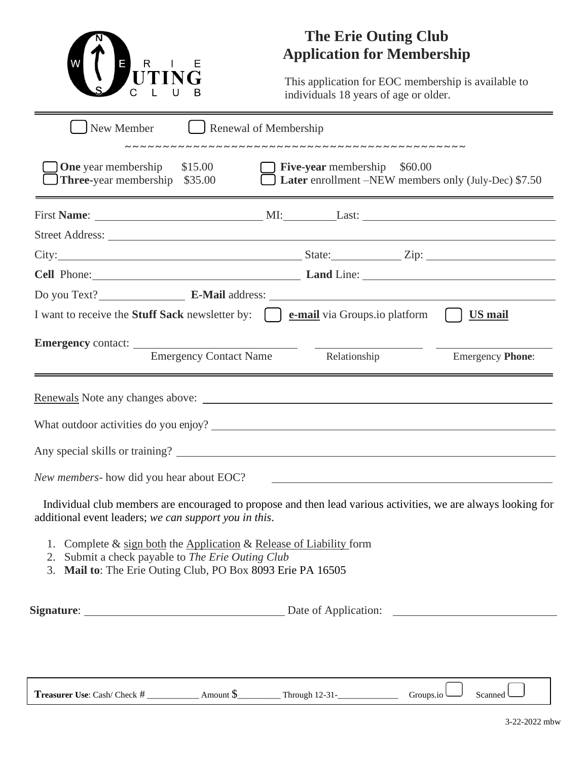# The Erie Outing Club Application for Membership

This application for EOC membership is available to individuals 18 years of age or older.

☐ New Member ☐ Renewal of Membership

~~~~~~~~~~~~~~~~~~~~~~~~~~~~~~~~~~~~~~~~~~~~~~~~

☐ **One** year membership $15.00
☐ **Three**-year membership $35.00
☐ **Five-year** membership $60.00
☐ **Later** enrollment –NEW members only (July-Dec) $7.50

First **Name**: ______________________ MI: ________ Last: ______________________

Street Address: ______________________________________________

City: ______________________ State: __________ Zip: ______________

**Cell** Phone: ______________________ **Land** Line: ______________________

Do you Text? __________ **E-Mail** address: ______________________________

I want to receive the **Stuff Sack** newsletter by: ☐ **e-mail** via Groups.io platform ☐ **US mail**

**Emergency** contact: ______________________ ______________ ______________

Emergency Contact Name | Relationship | Emergency **Phone**:

Renewals Note any changes above: ______________________________________________

What outdoor activities do you enjoy? ______________________________________________

Any special skills or training? ______________________________________________

*New members*- how did you hear about EOC? ______________________________________________

Individual club members are encouraged to propose and then lead various activities, we are always looking for additional event leaders; *we can support you in this*.

1. Complete & sign both the Application & Release of Liability form
2. Submit a check payable to *The Erie Outing Club*
3. **Mail to**: The Erie Outing Club, PO Box 8093 Erie PA 16505

**Signature**: ______________________ Date of Application: ______________________

**Treasurer Use**: Cash/ Check # ___________ Amount $_________ Through 12-31-_____________ Groups.io ☐ Scanned ☐

3-22-2022 mbw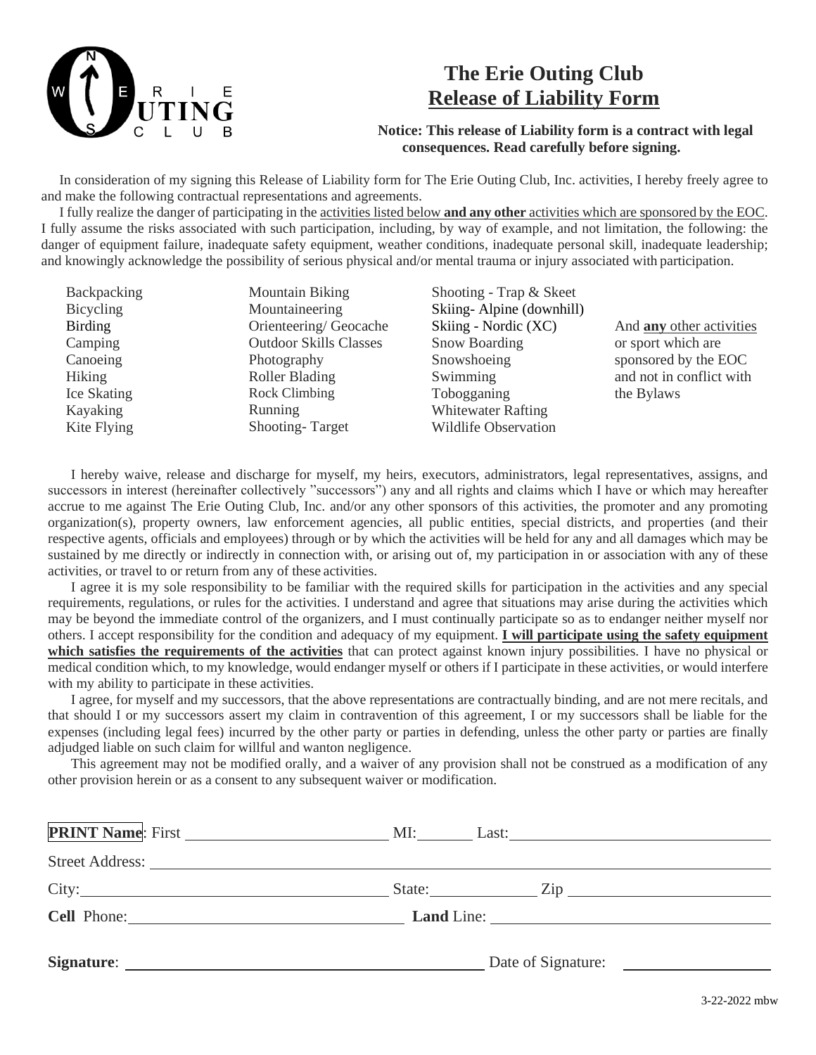# The Erie Outing Club
## Release of Liability Form

**Notice: This release of Liability form is a contract with legal consequences. Read carefully before signing.**

In consideration of my signing this Release of Liability form for The Erie Outing Club, Inc. activities, I hereby freely agree to and make the following contractual representations and agreements.

I fully realize the danger of participating in the activities listed below **and any other** activities which are sponsored by the EOC. I fully assume the risks associated with such participation, including, by way of example, and not limitation, the following: the danger of equipment failure, inadequate safety equipment, weather conditions, inadequate personal skill, inadequate leadership; and knowingly acknowledge the possibility of serious physical and/or mental trauma or injury associated with participation.

| | | | |
|---|---|---|---|
| Backpacking | Mountain Biking | Shooting - Trap & Skeet | |
| Bicycling | Mountaineering | Skiing- Alpine (downhill) | |
| Birding | Orienteering/ Geocache | Skiing - Nordic (XC) | And **any** other activities |
| Camping | Outdoor Skills Classes | Snow Boarding | or sport which are |
| Canoeing | Photography | Snowshoeing | sponsored by the EOC |
| Hiking | Roller Blading | Swimming | and not in conflict with |
| Ice Skating | Rock Climbing | Tobogganing | the Bylaws |
| Kayaking | Running | Whitewater Rafting | |
| Kite Flying | Shooting- Target | Wildlife Observation | |

I hereby waive, release and discharge for myself, my heirs, executors, administrators, legal representatives, assigns, and successors in interest (hereinafter collectively "successors") any and all rights and claims which I have or which may hereafter accrue to me against The Erie Outing Club, Inc. and/or any other sponsors of this activities, the promoter and any promoting organization(s), property owners, law enforcement agencies, all public entities, special districts, and properties (and their respective agents, officials and employees) through or by which the activities will be held for any and all damages which may be sustained by me directly or indirectly in connection with, or arising out of, my participation in or association with any of these activities, or travel to or return from any of these activities.

I agree it is my sole responsibility to be familiar with the required skills for participation in the activities and any special requirements, regulations, or rules for the activities. I understand and agree that situations may arise during the activities which may be beyond the immediate control of the organizers, and I must continually participate so as to endanger neither myself nor others. I accept responsibility for the condition and adequacy of my equipment. **I will participate using the safety equipment which satisfies the requirements of the activities** that can protect against known injury possibilities. I have no physical or medical condition which, to my knowledge, would endanger myself or others if I participate in these activities, or would interfere with my ability to participate in these activities.

I agree, for myself and my successors, that the above representations are contractually binding, and are not mere recitals, and that should I or my successors assert my claim in contravention of this agreement, I or my successors shall be liable for the expenses (including legal fees) incurred by the other party or parties in defending, unless the other party or parties are finally adjudged liable on such claim for willful and wanton negligence.

This agreement may not be modified orally, and a waiver of any provision shall not be construed as a modification of any other provision herein or as a consent to any subsequent waiver or modification.

**PRINT Name**: First ______________________ MI: ______ Last: ______________________

Street Address: ____________________________________________

City: ______________________ State: __________ Zip ______________

**Cell** Phone: ______________________ **Land** Line: ______________________

**Signature**: ______________________________ Date of Signature: ______________

3-22-2022 mbw